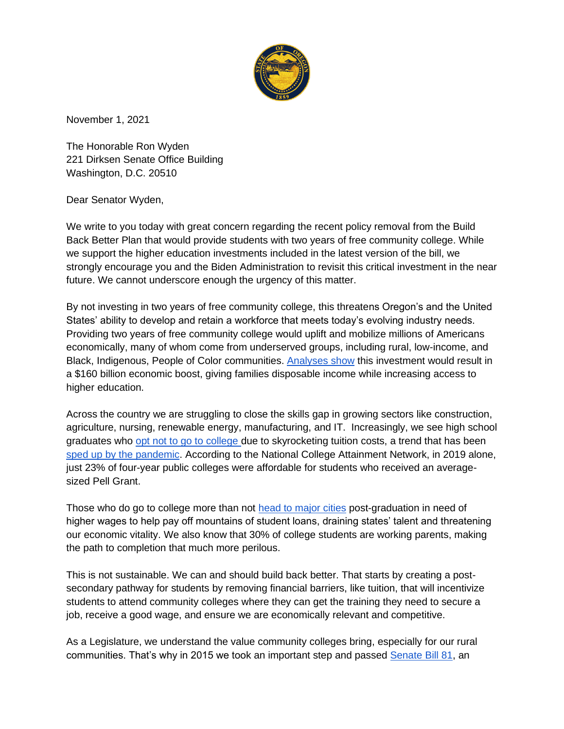November 1, 2021

The Honorable Ron Wyden
221 Dirksen Senate Office Building
Washington, D.C. 20510

Dear Senator Wyden,

We write to you today with great concern regarding the recent policy removal from the Build Back Better Plan that would provide students with two years of free community college. While we support the higher education investments included in the latest version of the bill, we strongly encourage you and the Biden Administration to revisit this critical investment in the near future. We cannot underscore enough the urgency of this matter.

By not investing in two years of free community college, this threatens Oregon's and the United States' ability to develop and retain a workforce that meets today's evolving industry needs. Providing two years of free community college would uplift and mobilize millions of Americans economically, many of whom come from underserved groups, including rural, low-income, and Black, Indigenous, People of Color communities. Analyses show this investment would result in a $160 billion economic boost, giving families disposable income while increasing access to higher education.

Across the country we are struggling to close the skills gap in growing sectors like construction, agriculture, nursing, renewable energy, manufacturing, and IT. Increasingly, we see high school graduates who opt not to go to college due to skyrocketing tuition costs, a trend that has been sped up by the pandemic. According to the National College Attainment Network, in 2019 alone, just 23% of four-year public colleges were affordable for students who received an average-sized Pell Grant.

Those who do go to college more than not head to major cities post-graduation in need of higher wages to help pay off mountains of student loans, draining states' talent and threatening our economic vitality. We also know that 30% of college students are working parents, making the path to completion that much more perilous.

This is not sustainable. We can and should build back better. That starts by creating a post-secondary pathway for students by removing financial barriers, like tuition, that will incentivize students to attend community colleges where they can get the training they need to secure a job, receive a good wage, and ensure we are economically relevant and competitive.

As a Legislature, we understand the value community colleges bring, especially for our rural communities. That's why in 2015 we took an important step and passed Senate Bill 81, an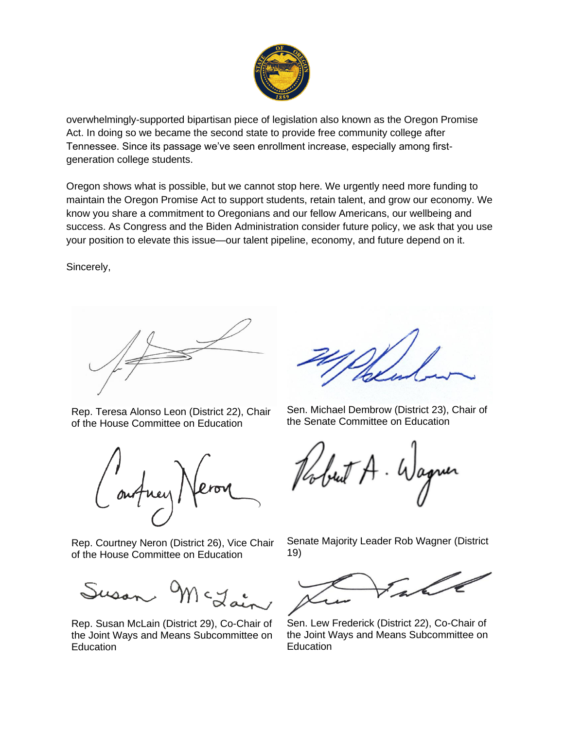overwhelmingly-supported bipartisan piece of legislation also known as the Oregon Promise Act. In doing so we became the second state to provide free community college after Tennessee. Since its passage we've seen enrollment increase, especially among first-generation college students.

Oregon shows what is possible, but we cannot stop here. We urgently need more funding to maintain the Oregon Promise Act to support students, retain talent, and grow our economy. We know you share a commitment to Oregonians and our fellow Americans, our wellbeing and success. As Congress and the Biden Administration consider future policy, we ask that you use your position to elevate this issue—our talent pipeline, economy, and future depend on it.

Sincerely,

Rep. Teresa Alonso Leon (District 22), Chair of the House Committee on Education

Sen. Michael Dembrow (District 23), Chair of the Senate Committee on Education

Rep. Courtney Neron (District 26), Vice Chair of the House Committee on Education

Senate Majority Leader Rob Wagner (District 19)

Rep. Susan McLain (District 29), Co-Chair of the Joint Ways and Means Subcommittee on Education

Sen. Lew Frederick (District 22), Co-Chair of the Joint Ways and Means Subcommittee on Education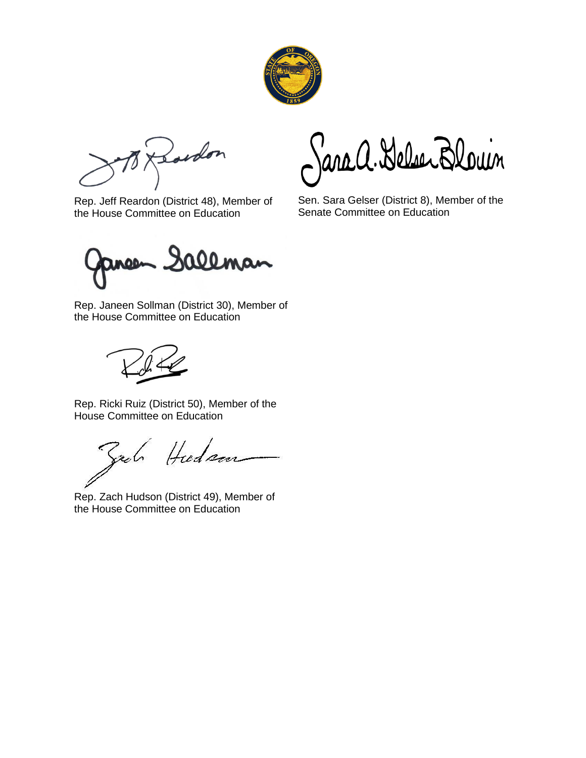Rep. Jeff Reardon (District 48), Member of the House Committee on Education

Sen. Sara Gelser (District 8), Member of the Senate Committee on Education

Rep. Janeen Sollman (District 30), Member of the House Committee on Education

Rep. Ricki Ruiz (District 50), Member of the House Committee on Education

Rep. Zach Hudson (District 49), Member of the House Committee on Education